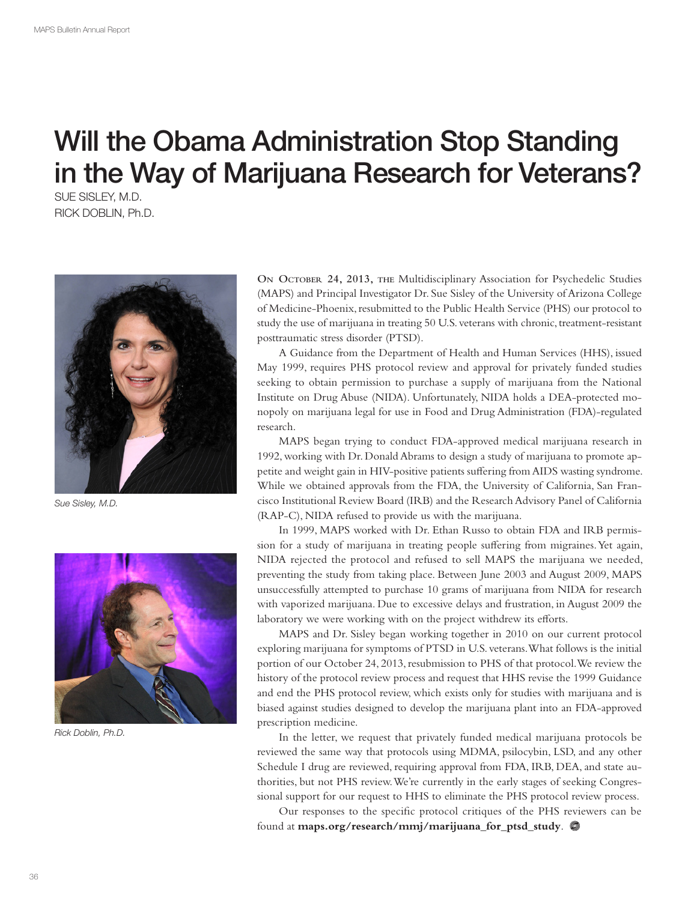# Will the Obama Administration Stop Standing in the Way of Marijuana Research for Veterans?

SUE SISLEY, M.D.
RICK DOBLIN, Ph.D.

*Sue Sisley, M.D.*

*Rick Doblin, Ph.D.*

**On October 24, 2013, the** Multidisciplinary Association for Psychedelic Studies (MAPS) and Principal Investigator Dr. Sue Sisley of the University of Arizona College of Medicine-Phoenix, resubmitted to the Public Health Service (PHS) our protocol to study the use of marijuana in treating 50 U.S. veterans with chronic, treatment-resistant posttraumatic stress disorder (PTSD).

A Guidance from the Department of Health and Human Services (HHS), issued May 1999, requires PHS protocol review and approval for privately funded studies seeking to obtain permission to purchase a supply of marijuana from the National Institute on Drug Abuse (NIDA). Unfortunately, NIDA holds a DEA-protected monopoly on marijuana legal for use in Food and Drug Administration (FDA)-regulated research.

MAPS began trying to conduct FDA-approved medical marijuana research in 1992, working with Dr. Donald Abrams to design a study of marijuana to promote appetite and weight gain in HIV-positive patients suffering from AIDS wasting syndrome. While we obtained approvals from the FDA, the University of California, San Francisco Institutional Review Board (IRB) and the Research Advisory Panel of California (RAP-C), NIDA refused to provide us with the marijuana.

In 1999, MAPS worked with Dr. Ethan Russo to obtain FDA and IRB permission for a study of marijuana in treating people suffering from migraines. Yet again, NIDA rejected the protocol and refused to sell MAPS the marijuana we needed, preventing the study from taking place. Between June 2003 and August 2009, MAPS unsuccessfully attempted to purchase 10 grams of marijuana from NIDA for research with vaporized marijuana. Due to excessive delays and frustration, in August 2009 the laboratory we were working with on the project withdrew its efforts.

MAPS and Dr. Sisley began working together in 2010 on our current protocol exploring marijuana for symptoms of PTSD in U.S. veterans. What follows is the initial portion of our October 24, 2013, resubmission to PHS of that protocol. We review the history of the protocol review process and request that HHS revise the 1999 Guidance and end the PHS protocol review, which exists only for studies with marijuana and is biased against studies designed to develop the marijuana plant into an FDA-approved prescription medicine.

In the letter, we request that privately funded medical marijuana protocols be reviewed the same way that protocols using MDMA, psilocybin, LSD, and any other Schedule I drug are reviewed, requiring approval from FDA, IRB, DEA, and state authorities, but not PHS review. We're currently in the early stages of seeking Congressional support for our request to HHS to eliminate the PHS protocol review process.

Our responses to the specific protocol critiques of the PHS reviewers can be found at **maps.org/research/mmj/marijuana_for_ptsd_study**.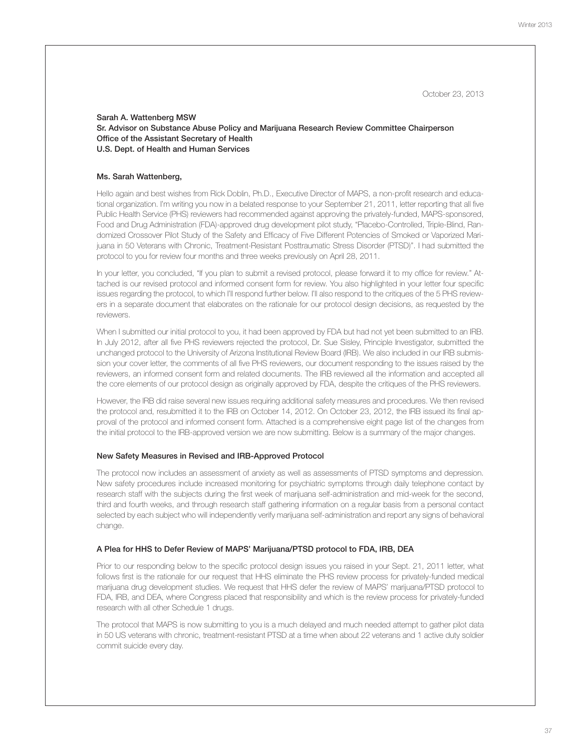October 23, 2013

**Sarah A. Wattenberg MSW**
**Sr. Advisor on Substance Abuse Policy and Marijuana Research Review Committee Chairperson**
**Office of the Assistant Secretary of Health**
**U.S. Dept. of Health and Human Services**

**Ms. Sarah Wattenberg,**

Hello again and best wishes from Rick Doblin, Ph.D., Executive Director of MAPS, a non-profit research and educational organization. I'm writing you now in a belated response to your September 21, 2011, letter reporting that all five Public Health Service (PHS) reviewers had recommended against approving the privately-funded, MAPS-sponsored, Food and Drug Administration (FDA)-approved drug development pilot study, "Placebo-Controlled, Triple-Blind, Randomized Crossover Pilot Study of the Safety and Efficacy of Five Different Potencies of Smoked or Vaporized Marijuana in 50 Veterans with Chronic, Treatment-Resistant Posttraumatic Stress Disorder (PTSD)". I had submitted the protocol to you for review four months and three weeks previously on April 28, 2011.

In your letter, you concluded, "If you plan to submit a revised protocol, please forward it to my office for review." Attached is our revised protocol and informed consent form for review. You also highlighted in your letter four specific issues regarding the protocol, to which I'll respond further below. I'll also respond to the critiques of the 5 PHS reviewers in a separate document that elaborates on the rationale for our protocol design decisions, as requested by the reviewers.

When I submitted our initial protocol to you, it had been approved by FDA but had not yet been submitted to an IRB. In July 2012, after all five PHS reviewers rejected the protocol, Dr. Sue Sisley, Principle Investigator, submitted the unchanged protocol to the University of Arizona Institutional Review Board (IRB). We also included in our IRB submission your cover letter, the comments of all five PHS reviewers, our document responding to the issues raised by the reviewers, an informed consent form and related documents. The IRB reviewed all the information and accepted all the core elements of our protocol design as originally approved by FDA, despite the critiques of the PHS reviewers.

However, the IRB did raise several new issues requiring additional safety measures and procedures. We then revised the protocol and, resubmitted it to the IRB on October 14, 2012. On October 23, 2012, the IRB issued its final approval of the protocol and informed consent form. Attached is a comprehensive eight page list of the changes from the initial protocol to the IRB-approved version we are now submitting. Below is a summary of the major changes.

**New Safety Measures in Revised and IRB-Approved Protocol**

The protocol now includes an assessment of anxiety as well as assessments of PTSD symptoms and depression. New safety procedures include increased monitoring for psychiatric symptoms through daily telephone contact by research staff with the subjects during the first week of marijuana self-administration and mid-week for the second, third and fourth weeks, and through research staff gathering information on a regular basis from a personal contact selected by each subject who will independently verify marijuana self-administration and report any signs of behavioral change.

**A Plea for HHS to Defer Review of MAPS' Marijuana/PTSD protocol to FDA, IRB, DEA**

Prior to our responding below to the specific protocol design issues you raised in your Sept. 21, 2011 letter, what follows first is the rationale for our request that HHS eliminate the PHS review process for privately-funded medical marijuana drug development studies. We request that HHS defer the review of MAPS' marijuana/PTSD protocol to FDA, IRB, and DEA, where Congress placed that responsibility and which is the review process for privately-funded research with all other Schedule 1 drugs.

The protocol that MAPS is now submitting to you is a much delayed and much needed attempt to gather pilot data in 50 US veterans with chronic, treatment-resistant PTSD at a time when about 22 veterans and 1 active duty soldier commit suicide every day.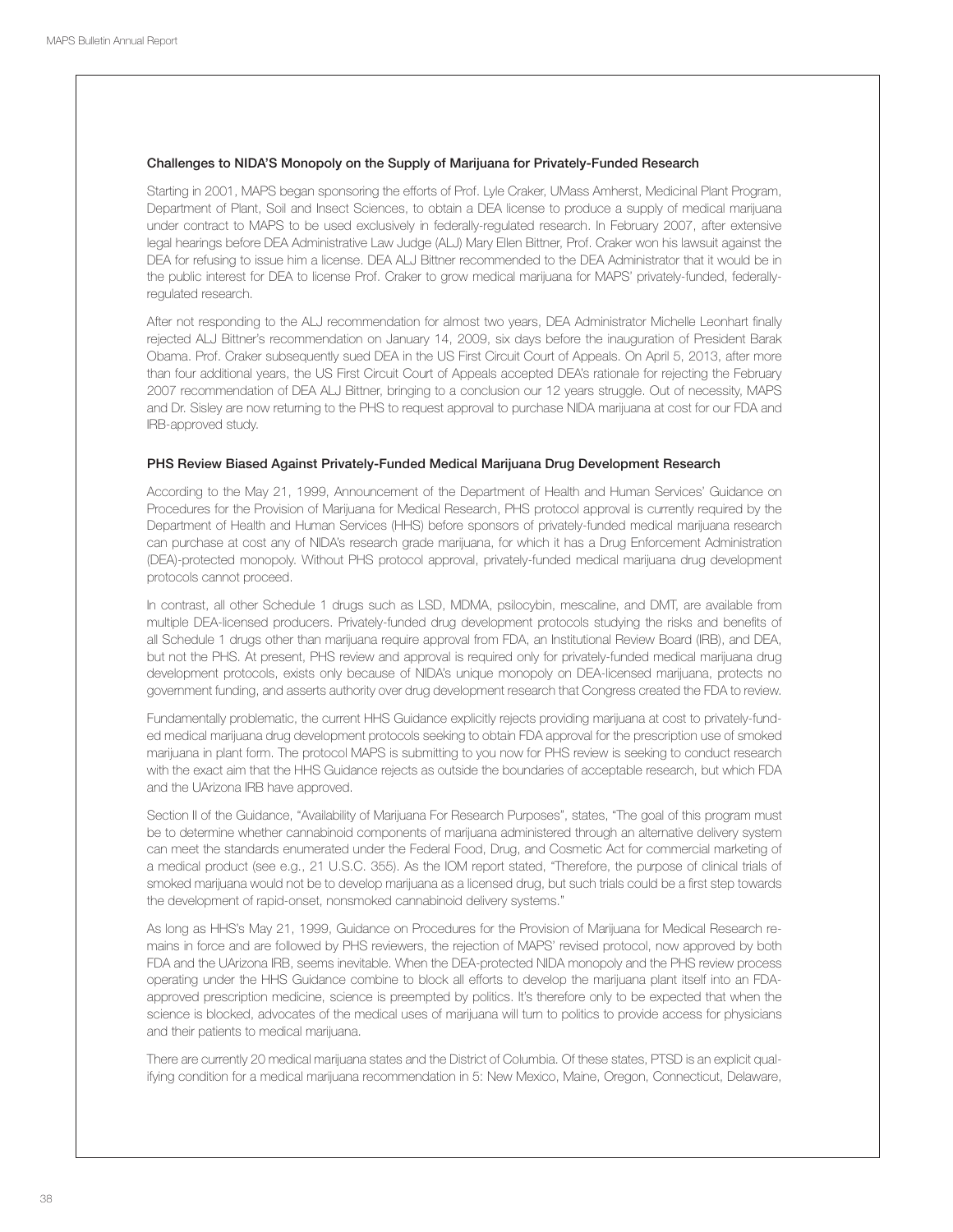### Challenges to NIDA'S Monopoly on the Supply of Marijuana for Privately-Funded Research

Starting in 2001, MAPS began sponsoring the efforts of Prof. Lyle Craker, UMass Amherst, Medicinal Plant Program, Department of Plant, Soil and Insect Sciences, to obtain a DEA license to produce a supply of medical marijuana under contract to MAPS to be used exclusively in federally-regulated research. In February 2007, after extensive legal hearings before DEA Administrative Law Judge (ALJ) Mary Ellen Bittner, Prof. Craker won his lawsuit against the DEA for refusing to issue him a license. DEA ALJ Bittner recommended to the DEA Administrator that it would be in the public interest for DEA to license Prof. Craker to grow medical marijuana for MAPS' privately-funded, federally-regulated research.

After not responding to the ALJ recommendation for almost two years, DEA Administrator Michelle Leonhart finally rejected ALJ Bittner's recommendation on January 14, 2009, six days before the inauguration of President Barak Obama. Prof. Craker subsequently sued DEA in the US First Circuit Court of Appeals. On April 5, 2013, after more than four additional years, the US First Circuit Court of Appeals accepted DEA's rationale for rejecting the February 2007 recommendation of DEA ALJ Bittner, bringing to a conclusion our 12 years struggle. Out of necessity, MAPS and Dr. Sisley are now returning to the PHS to request approval to purchase NIDA marijuana at cost for our FDA and IRB-approved study.

### PHS Review Biased Against Privately-Funded Medical Marijuana Drug Development Research

According to the May 21, 1999, Announcement of the Department of Health and Human Services' Guidance on Procedures for the Provision of Marijuana for Medical Research, PHS protocol approval is currently required by the Department of Health and Human Services (HHS) before sponsors of privately-funded medical marijuana research can purchase at cost any of NIDA's research grade marijuana, for which it has a Drug Enforcement Administration (DEA)-protected monopoly. Without PHS protocol approval, privately-funded medical marijuana drug development protocols cannot proceed.

In contrast, all other Schedule 1 drugs such as LSD, MDMA, psilocybin, mescaline, and DMT, are available from multiple DEA-licensed producers. Privately-funded drug development protocols studying the risks and benefits of all Schedule 1 drugs other than marijuana require approval from FDA, an Institutional Review Board (IRB), and DEA, but not the PHS. At present, PHS review and approval is required only for privately-funded medical marijuana drug development protocols, exists only because of NIDA's unique monopoly on DEA-licensed marijuana, protects no government funding, and asserts authority over drug development research that Congress created the FDA to review.

Fundamentally problematic, the current HHS Guidance explicitly rejects providing marijuana at cost to privately-funded medical marijuana drug development protocols seeking to obtain FDA approval for the prescription use of smoked marijuana in plant form. The protocol MAPS is submitting to you now for PHS review is seeking to conduct research with the exact aim that the HHS Guidance rejects as outside the boundaries of acceptable research, but which FDA and the UArizona IRB have approved.

Section II of the Guidance, "Availability of Marijuana For Research Purposes", states, "The goal of this program must be to determine whether cannabinoid components of marijuana administered through an alternative delivery system can meet the standards enumerated under the Federal Food, Drug, and Cosmetic Act for commercial marketing of a medical product (see e.g., 21 U.S.C. 355). As the IOM report stated, "Therefore, the purpose of clinical trials of smoked marijuana would not be to develop marijuana as a licensed drug, but such trials could be a first step towards the development of rapid-onset, nonsmoked cannabinoid delivery systems."

As long as HHS's May 21, 1999, Guidance on Procedures for the Provision of Marijuana for Medical Research remains in force and are followed by PHS reviewers, the rejection of MAPS' revised protocol, now approved by both FDA and the UArizona IRB, seems inevitable. When the DEA-protected NIDA monopoly and the PHS review process operating under the HHS Guidance combine to block all efforts to develop the marijuana plant itself into an FDA-approved prescription medicine, science is preempted by politics. It's therefore only to be expected that when the science is blocked, advocates of the medical uses of marijuana will turn to politics to provide access for physicians and their patients to medical marijuana.

There are currently 20 medical marijuana states and the District of Columbia. Of these states, PTSD is an explicit qualifying condition for a medical marijuana recommendation in 5: New Mexico, Maine, Oregon, Connecticut, Delaware,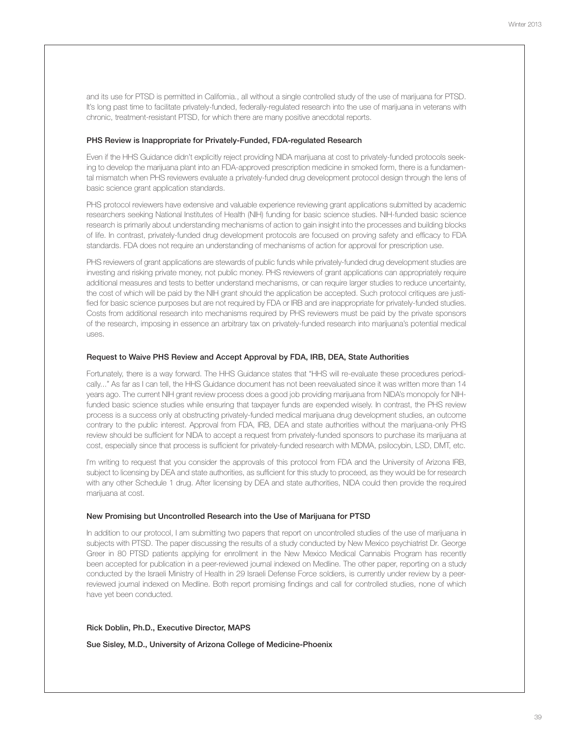and its use for PTSD is permitted in California., all without a single controlled study of the use of marijuana for PTSD. It's long past time to facilitate privately-funded, federally-regulated research into the use of marijuana in veterans with chronic, treatment-resistant PTSD, for which there are many positive anecdotal reports.

### PHS Review is Inappropriate for Privately-Funded, FDA-regulated Research

Even if the HHS Guidance didn't explicitly reject providing NIDA marijuana at cost to privately-funded protocols seeking to develop the marijuana plant into an FDA-approved prescription medicine in smoked form, there is a fundamental mismatch when PHS reviewers evaluate a privately-funded drug development protocol design through the lens of basic science grant application standards.

PHS protocol reviewers have extensive and valuable experience reviewing grant applications submitted by academic researchers seeking National Institutes of Health (NIH) funding for basic science studies. NIH-funded basic science research is primarily about understanding mechanisms of action to gain insight into the processes and building blocks of life. In contrast, privately-funded drug development protocols are focused on proving safety and efficacy to FDA standards. FDA does not require an understanding of mechanisms of action for approval for prescription use.

PHS reviewers of grant applications are stewards of public funds while privately-funded drug development studies are investing and risking private money, not public money. PHS reviewers of grant applications can appropriately require additional measures and tests to better understand mechanisms, or can require larger studies to reduce uncertainty, the cost of which will be paid by the NIH grant should the application be accepted. Such protocol critiques are justified for basic science purposes but are not required by FDA or IRB and are inappropriate for privately-funded studies. Costs from additional research into mechanisms required by PHS reviewers must be paid by the private sponsors of the research, imposing in essence an arbitrary tax on privately-funded research into marijuana's potential medical uses.

### Request to Waive PHS Review and Accept Approval by FDA, IRB, DEA, State Authorities

Fortunately, there is a way forward. The HHS Guidance states that "HHS will re-evaluate these procedures periodically..." As far as I can tell, the HHS Guidance document has not been reevaluated since it was written more than 14 years ago. The current NIH grant review process does a good job providing marijuana from NIDA's monopoly for NIH-funded basic science studies while ensuring that taxpayer funds are expended wisely. In contrast, the PHS review process is a success only at obstructing privately-funded medical marijuana drug development studies, an outcome contrary to the public interest. Approval from FDA, IRB, DEA and state authorities without the marijuana-only PHS review should be sufficient for NIDA to accept a request from privately-funded sponsors to purchase its marijuana at cost, especially since that process is sufficient for privately-funded research with MDMA, psilocybin, LSD, DMT, etc.

I'm writing to request that you consider the approvals of this protocol from FDA and the University of Arizona IRB, subject to licensing by DEA and state authorities, as sufficient for this study to proceed, as they would be for research with any other Schedule 1 drug. After licensing by DEA and state authorities, NIDA could then provide the required marijuana at cost.

### New Promising but Uncontrolled Research into the Use of Marijuana for PTSD

In addition to our protocol, I am submitting two papers that report on uncontrolled studies of the use of marijuana in subjects with PTSD. The paper discussing the results of a study conducted by New Mexico psychiatrist Dr. George Greer in 80 PTSD patients applying for enrollment in the New Mexico Medical Cannabis Program has recently been accepted for publication in a peer-reviewed journal indexed on Medline. The other paper, reporting on a study conducted by the Israeli Ministry of Health in 29 Israeli Defense Force soldiers, is currently under review by a peer-reviewed journal indexed on Medline. Both report promising findings and call for controlled studies, none of which have yet been conducted.

**Rick Doblin, Ph.D., Executive Director, MAPS**

**Sue Sisley, M.D., University of Arizona College of Medicine-Phoenix**